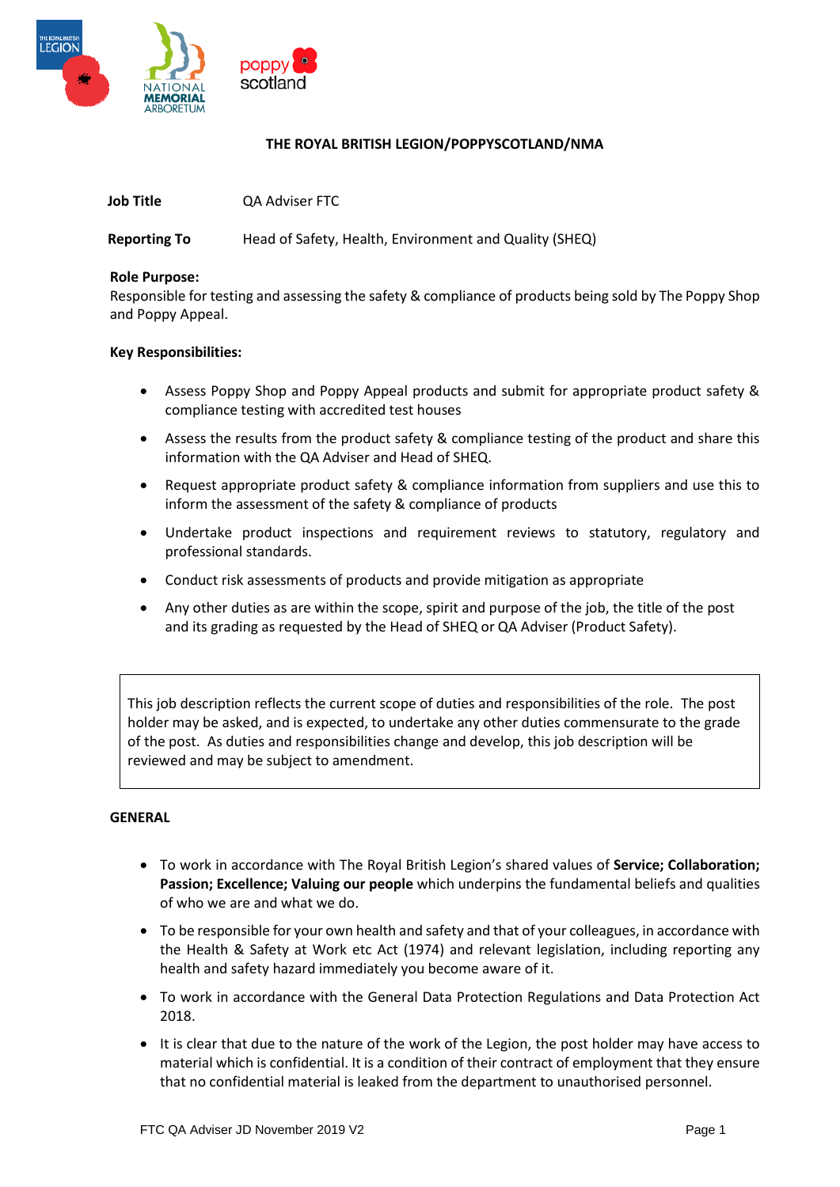# THE ROYAL BRITISH LEGION/POPPYSCOTLAND/NMA

**Job Title** QA Adviser FTC

**Reporting To** Head of Safety, Health, Environment and Quality (SHEQ)

**Role Purpose:**
Responsible for testing and assessing the safety & compliance of products being sold by The Poppy Shop and Poppy Appeal.

**Key Responsibilities:**

- Assess Poppy Shop and Poppy Appeal products and submit for appropriate product safety & compliance testing with accredited test houses
- Assess the results from the product safety & compliance testing of the product and share this information with the QA Adviser and Head of SHEQ.
- Request appropriate product safety & compliance information from suppliers and use this to inform the assessment of the safety & compliance of products
- Undertake product inspections and requirement reviews to statutory, regulatory and professional standards.
- Conduct risk assessments of products and provide mitigation as appropriate
- Any other duties as are within the scope, spirit and purpose of the job, the title of the post and its grading as requested by the Head of SHEQ or QA Adviser (Product Safety).

> This job description reflects the current scope of duties and responsibilities of the role. The post holder may be asked, and is expected, to undertake any other duties commensurate to the grade of the post. As duties and responsibilities change and develop, this job description will be reviewed and may be subject to amendment.

**GENERAL**

- To work in accordance with The Royal British Legion's shared values of **Service; Collaboration; Passion; Excellence; Valuing our people** which underpins the fundamental beliefs and qualities of who we are and what we do.
- To be responsible for your own health and safety and that of your colleagues, in accordance with the Health & Safety at Work etc Act (1974) and relevant legislation, including reporting any health and safety hazard immediately you become aware of it.
- To work in accordance with the General Data Protection Regulations and Data Protection Act 2018.
- It is clear that due to the nature of the work of the Legion, the post holder may have access to material which is confidential. It is a condition of their contract of employment that they ensure that no confidential material is leaked from the department to unauthorised personnel.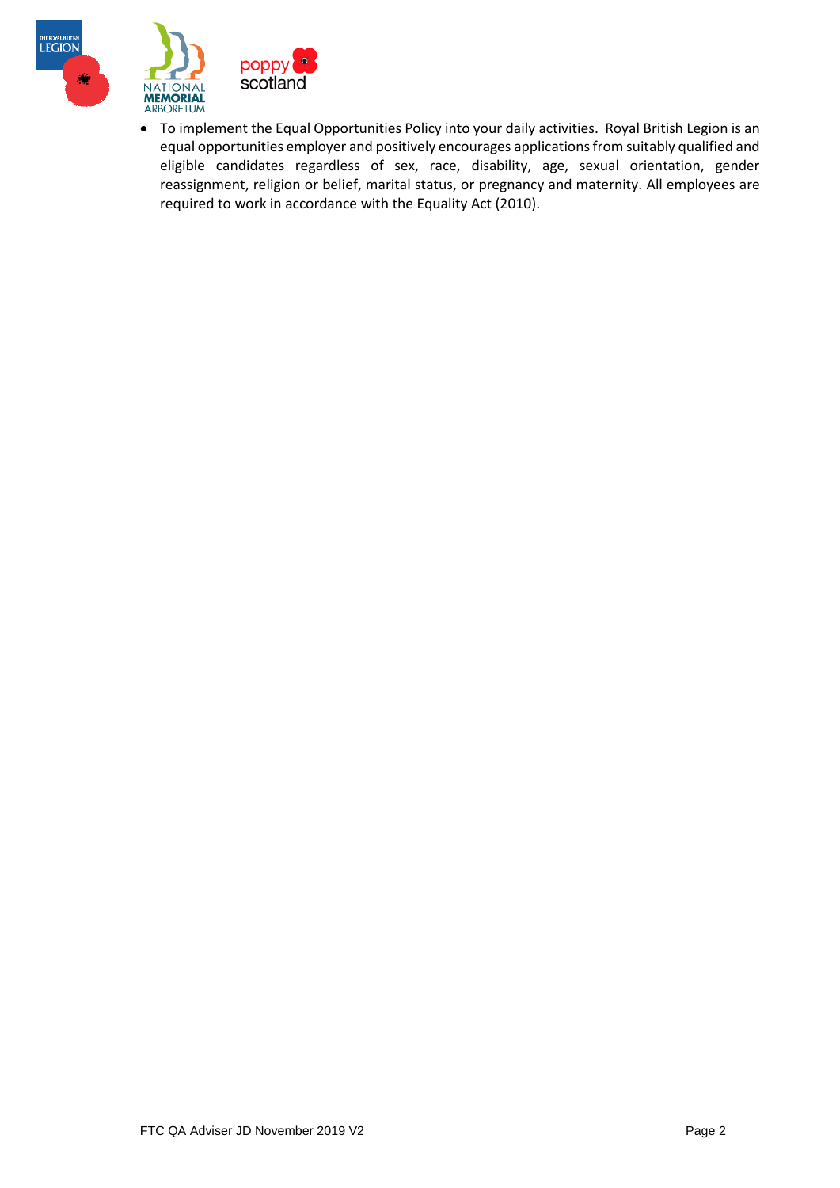- To implement the Equal Opportunities Policy into your daily activities. Royal British Legion is an equal opportunities employer and positively encourages applications from suitably qualified and eligible candidates regardless of sex, race, disability, age, sexual orientation, gender reassignment, religion or belief, marital status, or pregnancy and maternity. All employees are required to work in accordance with the Equality Act (2010).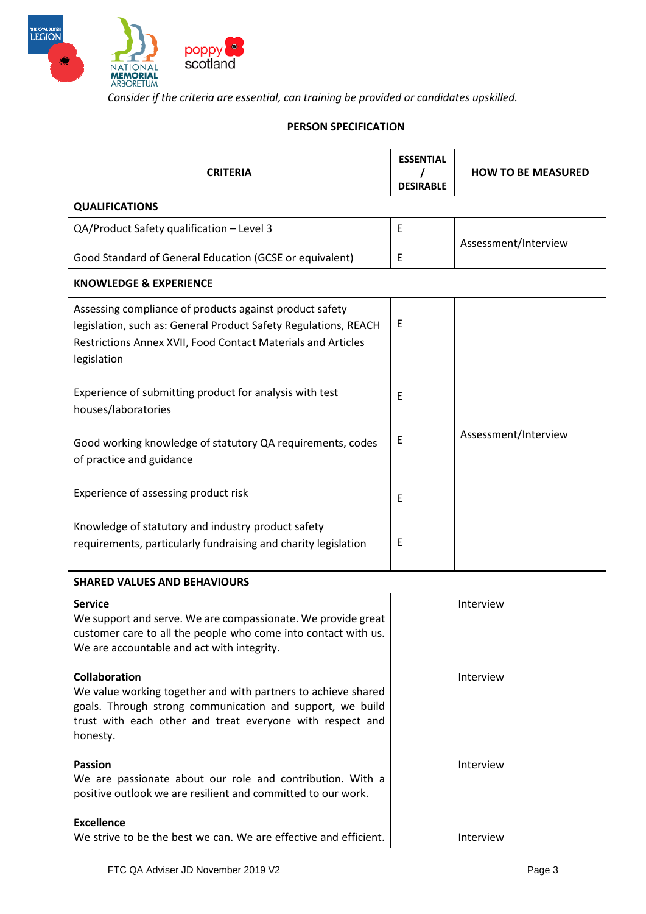*Consider if the criteria are essential, can training be provided or candidates upskilled.*

**PERSON SPECIFICATION**

| CRITERIA | ESSENTIAL / DESIRABLE | HOW TO BE MEASURED |
|---|---|---|
| **QUALIFICATIONS** | | |
| QA/Product Safety qualification – Level 3 | E | Assessment/Interview |
| Good Standard of General Education (GCSE or equivalent) | E | |
| **KNOWLEDGE & EXPERIENCE** | | |
| Assessing compliance of products against product safety legislation, such as: General Product Safety Regulations, REACH Restrictions Annex XVII, Food Contact Materials and Articles legislation | E | Assessment/Interview |
| Experience of submitting product for analysis with test houses/laboratories | E | |
| Good working knowledge of statutory QA requirements, codes of practice and guidance | E | |
| Experience of assessing product risk | E | |
| Knowledge of statutory and industry product safety requirements, particularly fundraising and charity legislation | E | |
| **SHARED VALUES AND BEHAVIOURS** | | |
| **Service**<br>We support and serve. We are compassionate. We provide great customer care to all the people who come into contact with us. We are accountable and act with integrity. | | Interview |
| **Collaboration**<br>We value working together and with partners to achieve shared goals. Through strong communication and support, we build trust with each other and treat everyone with respect and honesty. | | Interview |
| **Passion**<br>We are passionate about our role and contribution. With a positive outlook we are resilient and committed to our work. | | Interview |
| **Excellence**<br>We strive to be the best we can. We are effective and efficient. | | Interview |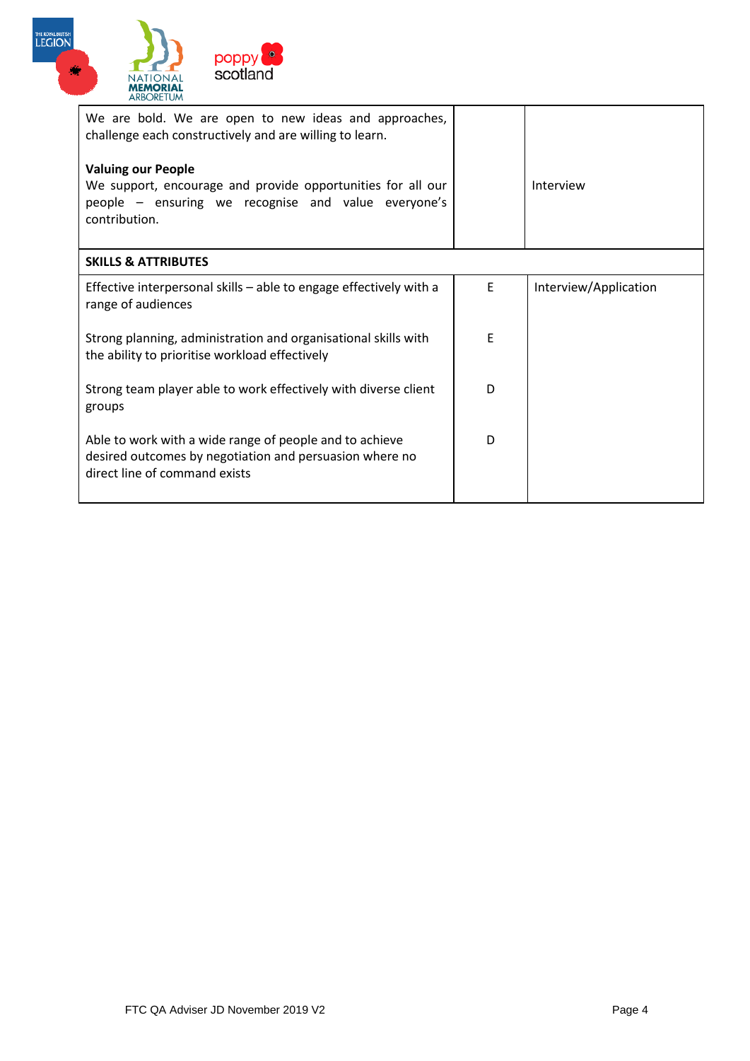| | | |
|---|---|---|
| We are bold. We are open to new ideas and approaches, challenge each constructively and are willing to learn.<br><br>**Valuing our People**<br>We support, encourage and provide opportunities for all our people – ensuring we recognise and value everyone's contribution. | | Interview |
| **SKILLS & ATTRIBUTES** | | |
| Effective interpersonal skills – able to engage effectively with a range of audiences | E | Interview/Application |
| Strong planning, administration and organisational skills with the ability to prioritise workload effectively | E | |
| Strong team player able to work effectively with diverse client groups | D | |
| Able to work with a wide range of people and to achieve desired outcomes by negotiation and persuasion where no direct line of command exists | D | |

FTC QA Adviser JD November 2019 V2